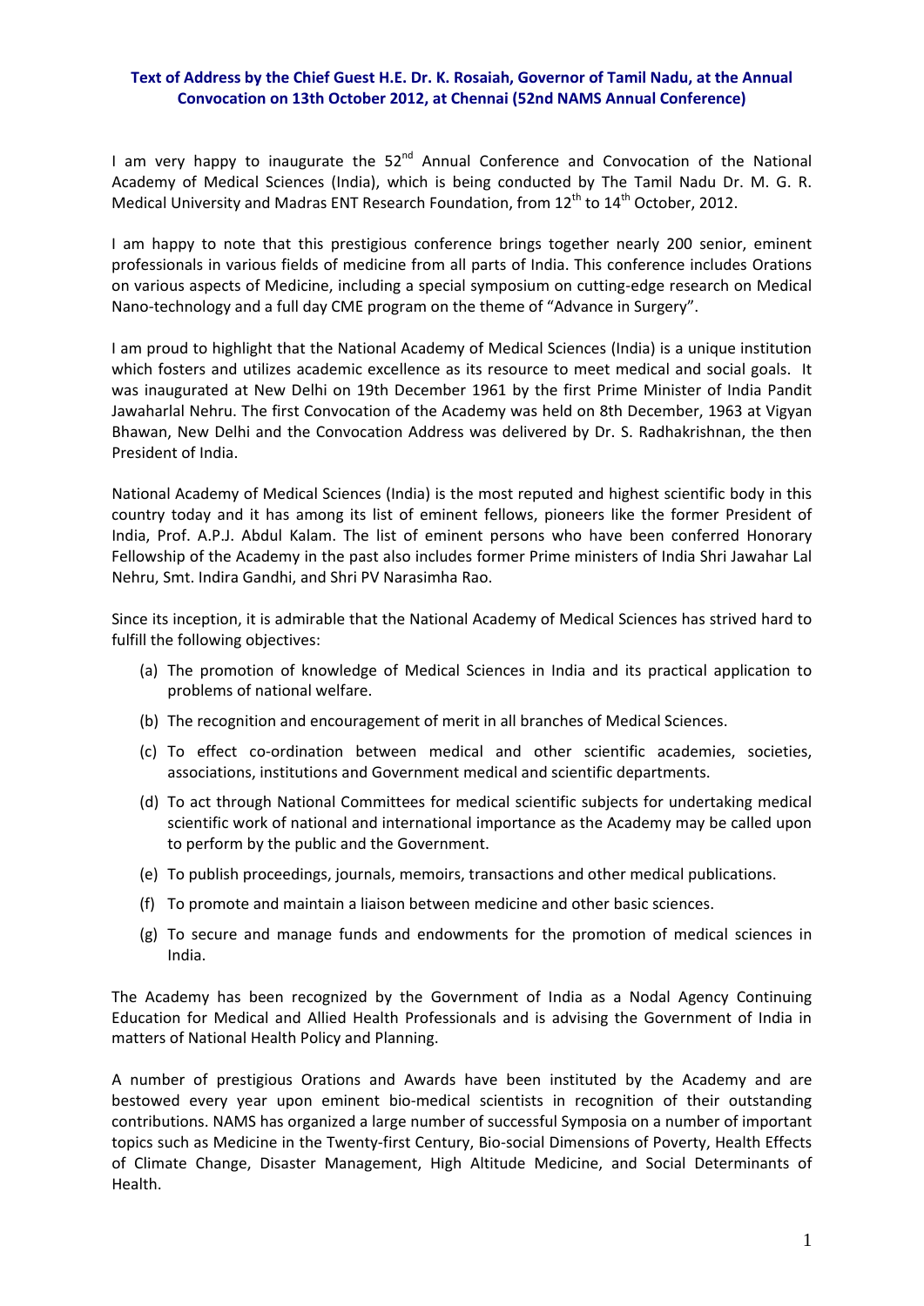### Text of Address by the Chief Guest H.E. Dr. K. Rosaiah, Governor of Tamil Nadu, at the Annual Convocation on 13th October 2012, at Chennai (52nd NAMS Annual Conference)

I am very happy to inaugurate the 52nd Annual Conference and Convocation of the National Academy of Medical Sciences (India), which is being conducted by The Tamil Nadu Dr. M. G. R. Medical University and Madras ENT Research Foundation, from 12th to 14th October, 2012.

I am happy to note that this prestigious conference brings together nearly 200 senior, eminent professionals in various fields of medicine from all parts of India. This conference includes Orations on various aspects of Medicine, including a special symposium on cutting-edge research on Medical Nano-technology and a full day CME program on the theme of "Advance in Surgery".

I am proud to highlight that the National Academy of Medical Sciences (India) is a unique institution which fosters and utilizes academic excellence as its resource to meet medical and social goals. It was inaugurated at New Delhi on 19th December 1961 by the first Prime Minister of India Pandit Jawaharlal Nehru. The first Convocation of the Academy was held on 8th December, 1963 at Vigyan Bhawan, New Delhi and the Convocation Address was delivered by Dr. S. Radhakrishnan, the then President of India.

National Academy of Medical Sciences (India) is the most reputed and highest scientific body in this country today and it has among its list of eminent fellows, pioneers like the former President of India, Prof. A.P.J. Abdul Kalam. The list of eminent persons who have been conferred Honorary Fellowship of the Academy in the past also includes former Prime ministers of India Shri Jawahar Lal Nehru, Smt. Indira Gandhi, and Shri PV Narasimha Rao.

Since its inception, it is admirable that the National Academy of Medical Sciences has strived hard to fulfill the following objectives:

(a) The promotion of knowledge of Medical Sciences in India and its practical application to problems of national welfare.

(b) The recognition and encouragement of merit in all branches of Medical Sciences.

(c) To effect co-ordination between medical and other scientific academies, societies, associations, institutions and Government medical and scientific departments.

(d) To act through National Committees for medical scientific subjects for undertaking medical scientific work of national and international importance as the Academy may be called upon to perform by the public and the Government.

(e) To publish proceedings, journals, memoirs, transactions and other medical publications.

(f) To promote and maintain a liaison between medicine and other basic sciences.

(g) To secure and manage funds and endowments for the promotion of medical sciences in India.

The Academy has been recognized by the Government of India as a Nodal Agency Continuing Education for Medical and Allied Health Professionals and is advising the Government of India in matters of National Health Policy and Planning.

A number of prestigious Orations and Awards have been instituted by the Academy and are bestowed every year upon eminent bio-medical scientists in recognition of their outstanding contributions. NAMS has organized a large number of successful Symposia on a number of important topics such as Medicine in the Twenty-first Century, Bio-social Dimensions of Poverty, Health Effects of Climate Change, Disaster Management, High Altitude Medicine, and Social Determinants of Health.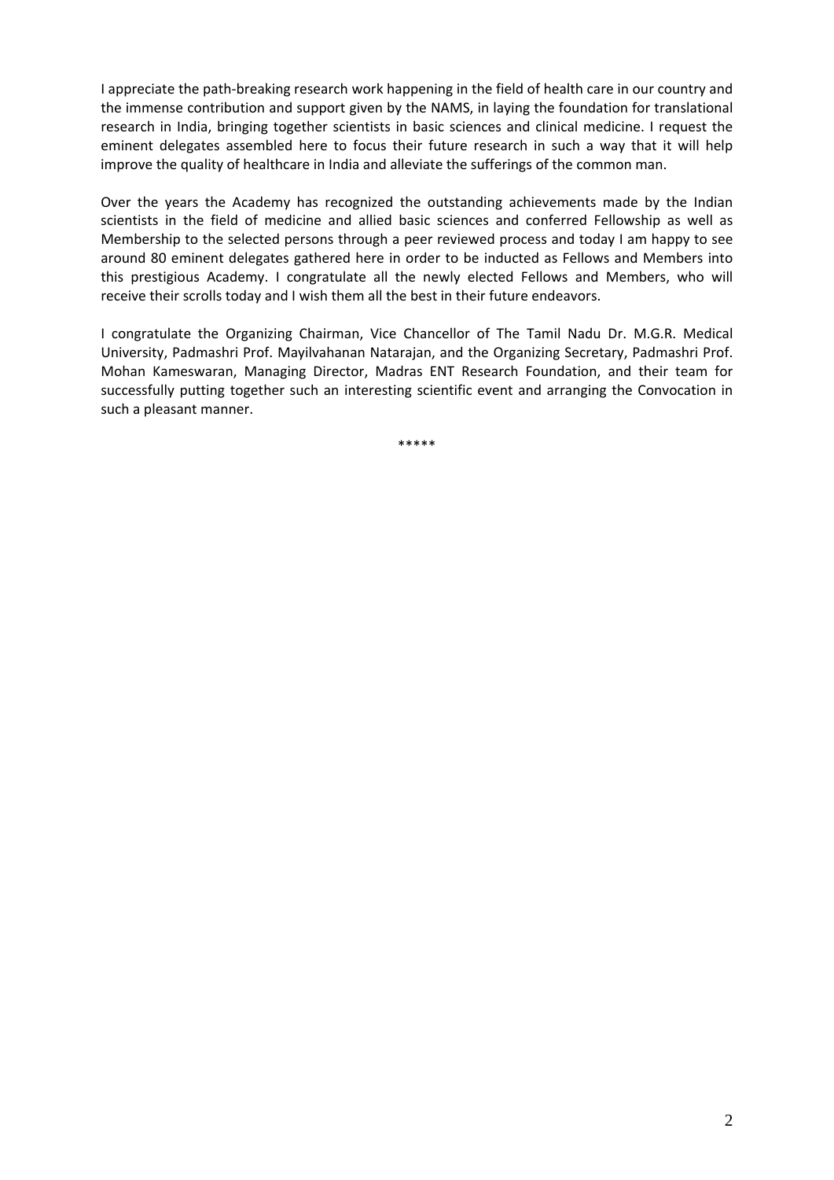I appreciate the path-breaking research work happening in the field of health care in our country and the immense contribution and support given by the NAMS, in laying the foundation for translational research in India, bringing together scientists in basic sciences and clinical medicine. I request the eminent delegates assembled here to focus their future research in such a way that it will help improve the quality of healthcare in India and alleviate the sufferings of the common man.

Over the years the Academy has recognized the outstanding achievements made by the Indian scientists in the field of medicine and allied basic sciences and conferred Fellowship as well as Membership to the selected persons through a peer reviewed process and today I am happy to see around 80 eminent delegates gathered here in order to be inducted as Fellows and Members into this prestigious Academy. I congratulate all the newly elected Fellows and Members, who will receive their scrolls today and I wish them all the best in their future endeavors.

I congratulate the Organizing Chairman, Vice Chancellor of The Tamil Nadu Dr. M.G.R. Medical University, Padmashri Prof. Mayilvahanan Natarajan, and the Organizing Secretary, Padmashri Prof. Mohan Kameswaran, Managing Director, Madras ENT Research Foundation, and their team for successfully putting together such an interesting scientific event and arranging the Convocation in such a pleasant manner.

*****